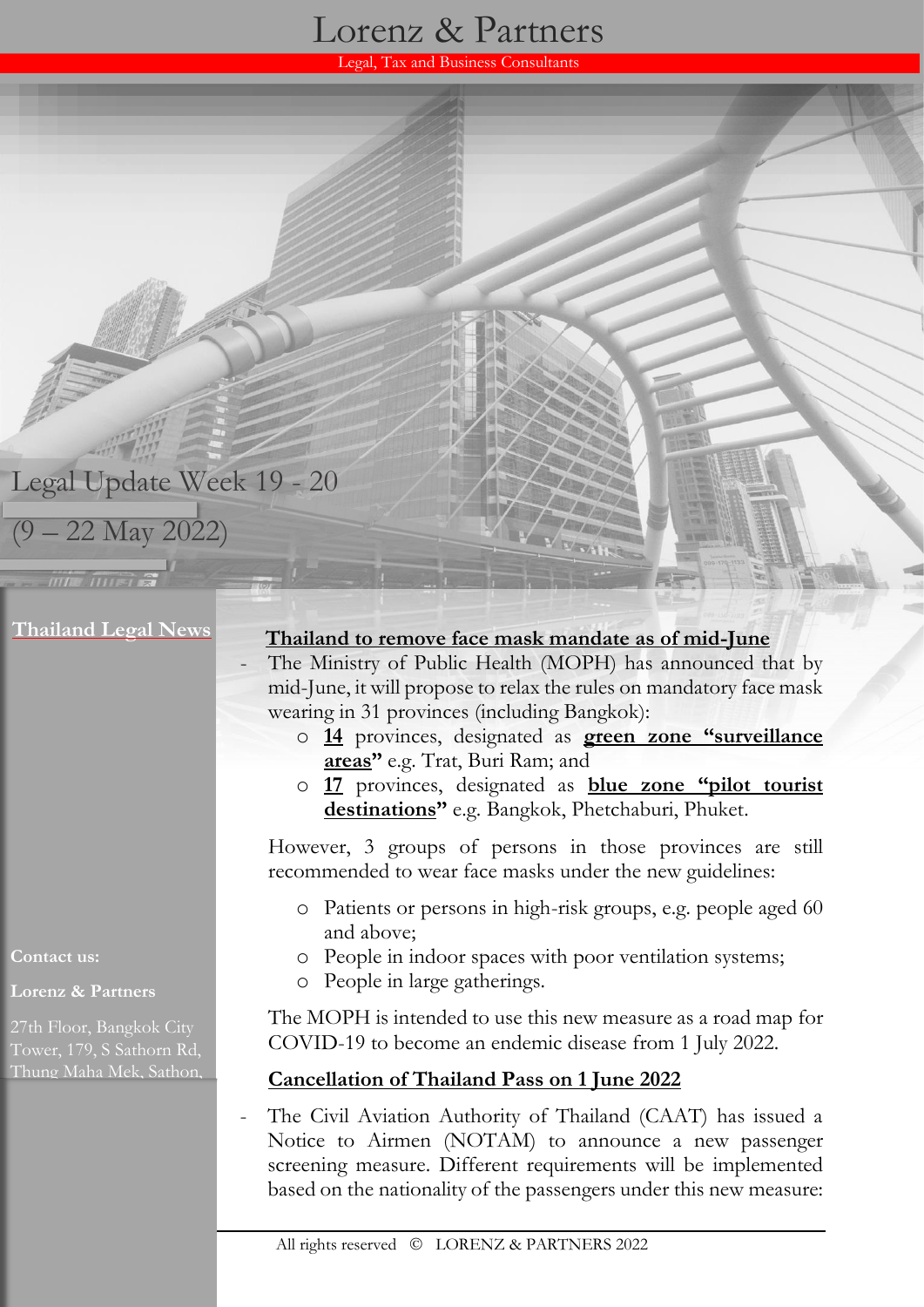# Lorenz & Partners

Legal, Tax and Business Consultants

## Legal Update Week 19 - 20

(9 – 22 May 2022)

**Thailand Legal News**

**Contact us:**

**Lorenz & Partners**

27th Floor, Bangkok City Tower, 179, S Sathorn Rd, Thung Maha Mek, Sathon,

### Thailand to remove face mask mandate as of mid-June

- The Ministry of Public Health (MOPH) has announced that by mid-June, it will propose to relax the rules on mandatory face mask wearing in 31 provinces (including Bangkok):
  - **14** provinces, designated as **green zone "surveillance areas"** e.g. Trat, Buri Ram; and
  - **17** provinces, designated as **blue zone "pilot tourist destinations"** e.g. Bangkok, Phetchaburi, Phuket.

  However, 3 groups of persons in those provinces are still recommended to wear face masks under the new guidelines:

  - Patients or persons in high-risk groups, e.g. people aged 60 and above;
  - People in indoor spaces with poor ventilation systems;
  - People in large gatherings.

  The MOPH is intended to use this new measure as a road map for COVID-19 to become an endemic disease from 1 July 2022.

### Cancellation of Thailand Pass on 1 June 2022

- The Civil Aviation Authority of Thailand (CAAT) has issued a Notice to Airmen (NOTAM) to announce a new passenger screening measure. Different requirements will be implemented based on the nationality of the passengers under this new measure: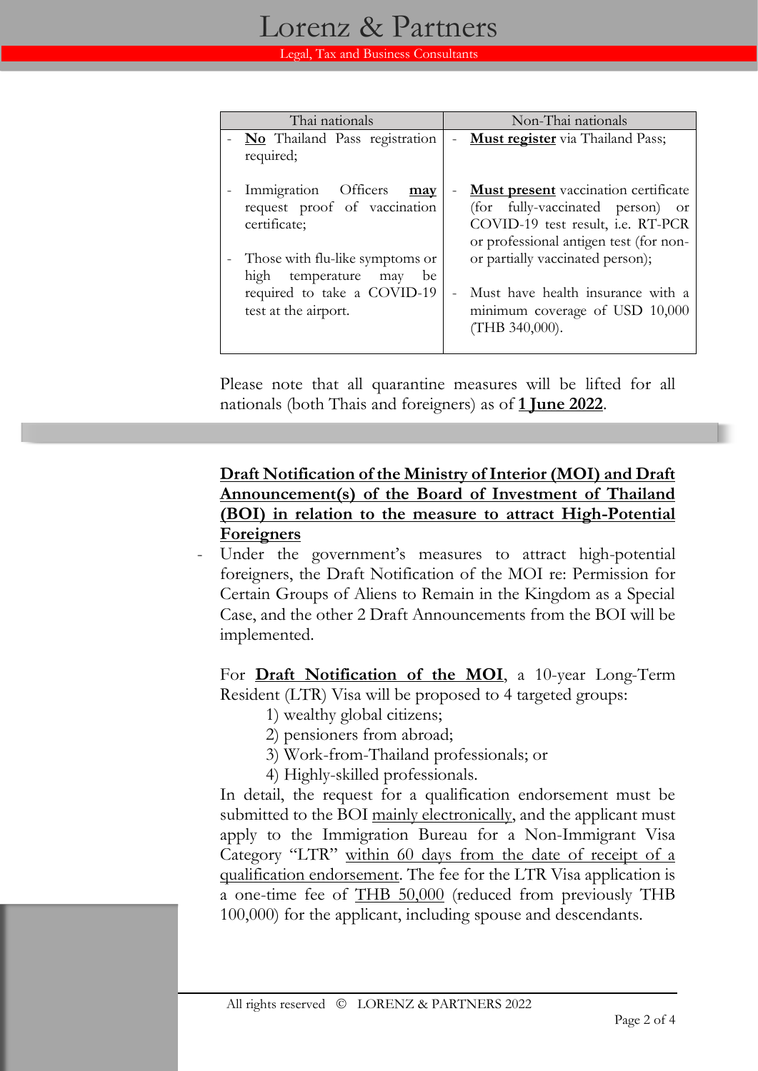| Thai nationals | Non-Thai nationals |
|---|---|
| - **No** Thailand Pass registration required;<br><br>- Immigration Officers **may** request proof of vaccination certificate;<br><br>- Those with flu-like symptoms or high temperature may be required to take a COVID-19 test at the airport. | - **Must register** via Thailand Pass;<br><br>- **Must present** vaccination certificate (for fully-vaccinated person) or COVID-19 test result, i.e. RT-PCR or professional antigen test (for non- or partially vaccinated person);<br><br>- Must have health insurance with a minimum coverage of USD 10,000 (THB 340,000). |

Please note that all quarantine measures will be lifted for all nationals (both Thais and foreigners) as of **1 June 2022**.

**Draft Notification of the Ministry of Interior (MOI) and Draft Announcement(s) of the Board of Investment of Thailand (BOI) in relation to the measure to attract High-Potential Foreigners**

- Under the government's measures to attract high-potential foreigners, the Draft Notification of the MOI re: Permission for Certain Groups of Aliens to Remain in the Kingdom as a Special Case, and the other 2 Draft Announcements from the BOI will be implemented.

  For **Draft Notification of the MOI**, a 10-year Long-Term Resident (LTR) Visa will be proposed to 4 targeted groups:
  1) wealthy global citizens;
  2) pensioners from abroad;
  3) Work-from-Thailand professionals; or
  4) Highly-skilled professionals.

  In detail, the request for a qualification endorsement must be submitted to the BOI mainly electronically, and the applicant must apply to the Immigration Bureau for a Non-Immigrant Visa Category "LTR" within 60 days from the date of receipt of a qualification endorsement. The fee for the LTR Visa application is a one-time fee of THB 50,000 (reduced from previously THB 100,000) for the applicant, including spouse and descendants.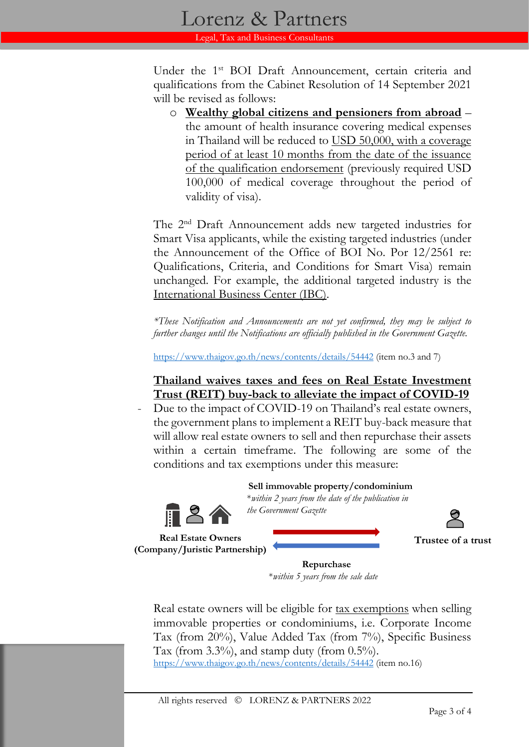Under the 1st BOI Draft Announcement, certain criteria and qualifications from the Cabinet Resolution of 14 September 2021 will be revised as follows:

- **Wealthy global citizens and pensioners from abroad** – the amount of health insurance covering medical expenses in Thailand will be reduced to USD 50,000, with a coverage period of at least 10 months from the date of the issuance of the qualification endorsement (previously required USD 100,000 of medical coverage throughout the period of validity of visa).

The 2nd Draft Announcement adds new targeted industries for Smart Visa applicants, while the existing targeted industries (under the Announcement of the Office of BOI No. Por 12/2561 re: Qualifications, Criteria, and Conditions for Smart Visa) remain unchanged. For example, the additional targeted industry is the International Business Center (IBC).

*\*These Notification and Announcements are not yet confirmed, they may be subject to further changes until the Notifications are officially published in the Government Gazette.*

https://www.thaigov.go.th/news/contents/details/54442 (item no.3 and 7)

## Thailand waives taxes and fees on Real Estate Investment Trust (REIT) buy-back to alleviate the impact of COVID-19

- Due to the impact of COVID-19 on Thailand's real estate owners, the government plans to implement a REIT buy-back measure that will allow real estate owners to sell and then repurchase their assets within a certain timeframe. The following are some of the conditions and tax exemptions under this measure:

**Real Estate Owners (Company/Juristic Partnership)** → **Sell immovable property/condominium** *\*within 2 years from the date of the publication in the Government Gazette* → **Trustee of a trust**

**Trustee of a trust** → **Repurchase** *\*within 5 years from the sale date* → **Real Estate Owners (Company/Juristic Partnership)**

Real estate owners will be eligible for tax exemptions when selling immovable properties or condominiums, i.e. Corporate Income Tax (from 20%), Value Added Tax (from 7%), Specific Business Tax (from 3.3%), and stamp duty (from 0.5%).
https://www.thaigov.go.th/news/contents/details/54442 (item no.16)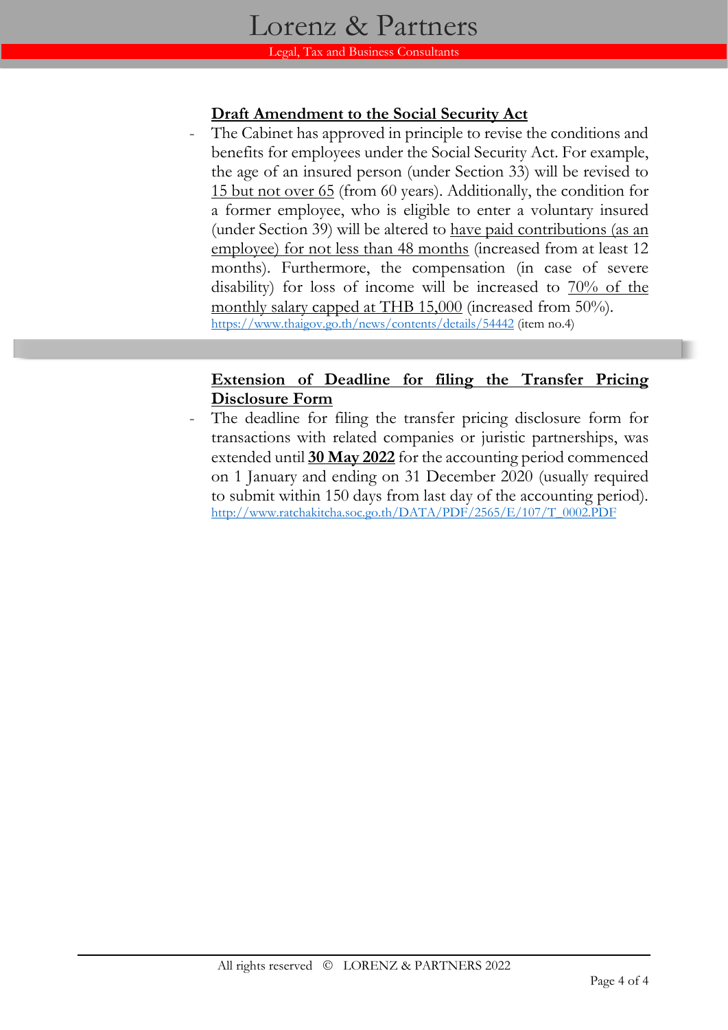**<u>Draft Amendment to the Social Security Act</u>**

- The Cabinet has approved in principle to revise the conditions and benefits for employees under the Social Security Act. For example, the age of an insured person (under Section 33) will be revised to <u>15 but not over 65</u> (from 60 years). Additionally, the condition for a former employee, who is eligible to enter a voluntary insured (under Section 39) will be altered to <u>have paid contributions (as an employee) for not less than 48 months</u> (increased from at least 12 months). Furthermore, the compensation (in case of severe disability) for loss of income will be increased to <u>70% of the monthly salary capped at THB 15,000</u> (increased from 50%). https://www.thaigov.go.th/news/contents/details/54442 (item no.4)

**<u>Extension of Deadline for filing the Transfer Pricing Disclosure Form</u>**

- The deadline for filing the transfer pricing disclosure form for transactions with related companies or juristic partnerships, was extended until **<u>30 May 2022</u>** for the accounting period commenced on 1 January and ending on 31 December 2020 (usually required to submit within 150 days from last day of the accounting period). http://www.ratchakitcha.soc.go.th/DATA/PDF/2565/E/107/T_0002.PDF

All rights reserved © LORENZ & PARTNERS 2022